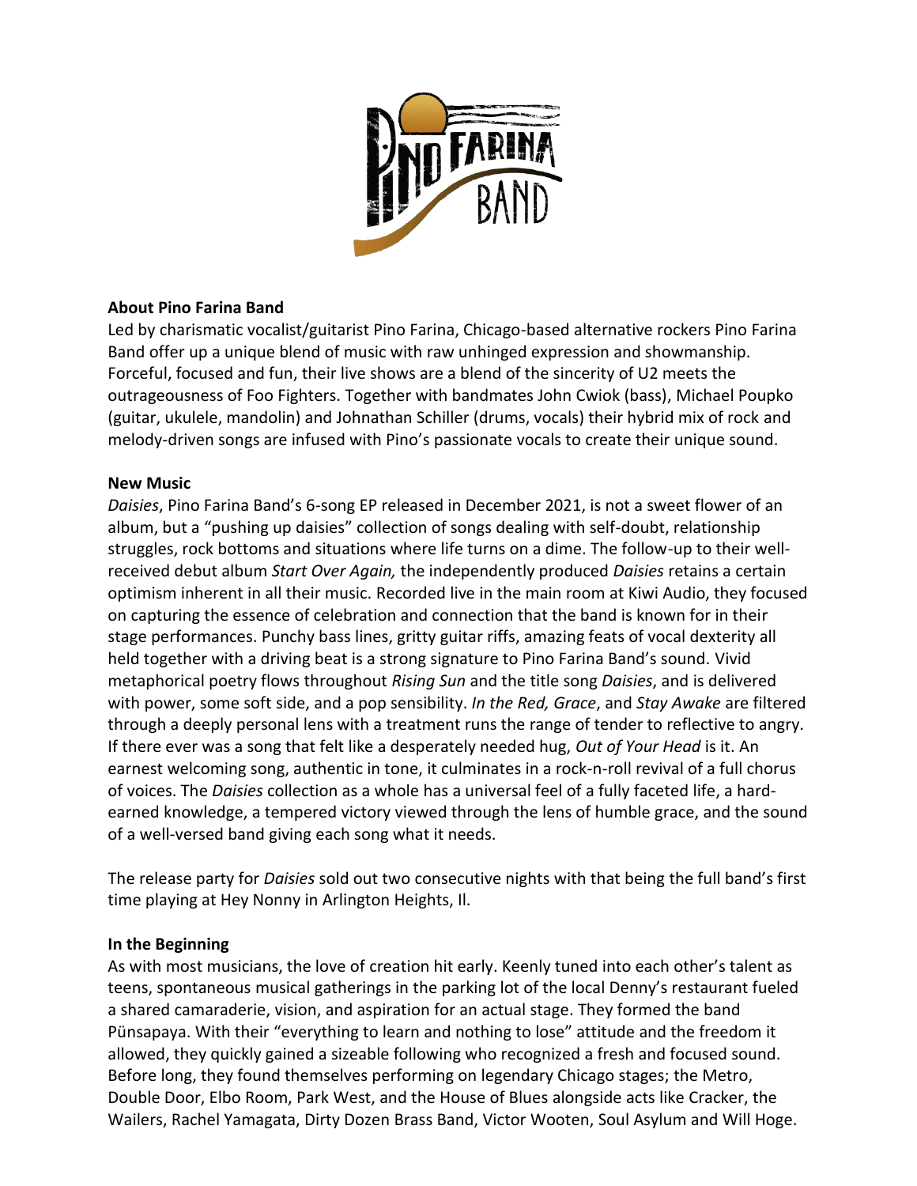**About Pino Farina Band**

Led by charismatic vocalist/guitarist Pino Farina, Chicago-based alternative rockers Pino Farina Band offer up a unique blend of music with raw unhinged expression and showmanship. Forceful, focused and fun, their live shows are a blend of the sincerity of U2 meets the outrageousness of Foo Fighters. Together with bandmates John Cwiok (bass), Michael Poupko (guitar, ukulele, mandolin) and Johnathan Schiller (drums, vocals) their hybrid mix of rock and melody-driven songs are infused with Pino's passionate vocals to create their unique sound.

**New Music**

*Daisies*, Pino Farina Band's 6-song EP released in December 2021, is not a sweet flower of an album, but a "pushing up daisies" collection of songs dealing with self-doubt, relationship struggles, rock bottoms and situations where life turns on a dime. The follow-up to their well-received debut album *Start Over Again,* the independently produced *Daisies* retains a certain optimism inherent in all their music. Recorded live in the main room at Kiwi Audio, they focused on capturing the essence of celebration and connection that the band is known for in their stage performances. Punchy bass lines, gritty guitar riffs, amazing feats of vocal dexterity all held together with a driving beat is a strong signature to Pino Farina Band's sound. Vivid metaphorical poetry flows throughout *Rising Sun* and the title song *Daisies*, and is delivered with power, some soft side, and a pop sensibility. *In the Red, Grace*, and *Stay Awake* are filtered through a deeply personal lens with a treatment runs the range of tender to reflective to angry. If there ever was a song that felt like a desperately needed hug, *Out of Your Head* is it. An earnest welcoming song, authentic in tone, it culminates in a rock-n-roll revival of a full chorus of voices. The *Daisies* collection as a whole has a universal feel of a fully faceted life, a hard-earned knowledge, a tempered victory viewed through the lens of humble grace, and the sound of a well-versed band giving each song what it needs.

The release party for *Daisies* sold out two consecutive nights with that being the full band's first time playing at Hey Nonny in Arlington Heights, Il.

**In the Beginning**

As with most musicians, the love of creation hit early. Keenly tuned into each other's talent as teens, spontaneous musical gatherings in the parking lot of the local Denny's restaurant fueled a shared camaraderie, vision, and aspiration for an actual stage. They formed the band Pünsapaya. With their "everything to learn and nothing to lose" attitude and the freedom it allowed, they quickly gained a sizeable following who recognized a fresh and focused sound. Before long, they found themselves performing on legendary Chicago stages; the Metro, Double Door, Elbo Room, Park West, and the House of Blues alongside acts like Cracker, the Wailers, Rachel Yamagata, Dirty Dozen Brass Band, Victor Wooten, Soul Asylum and Will Hoge.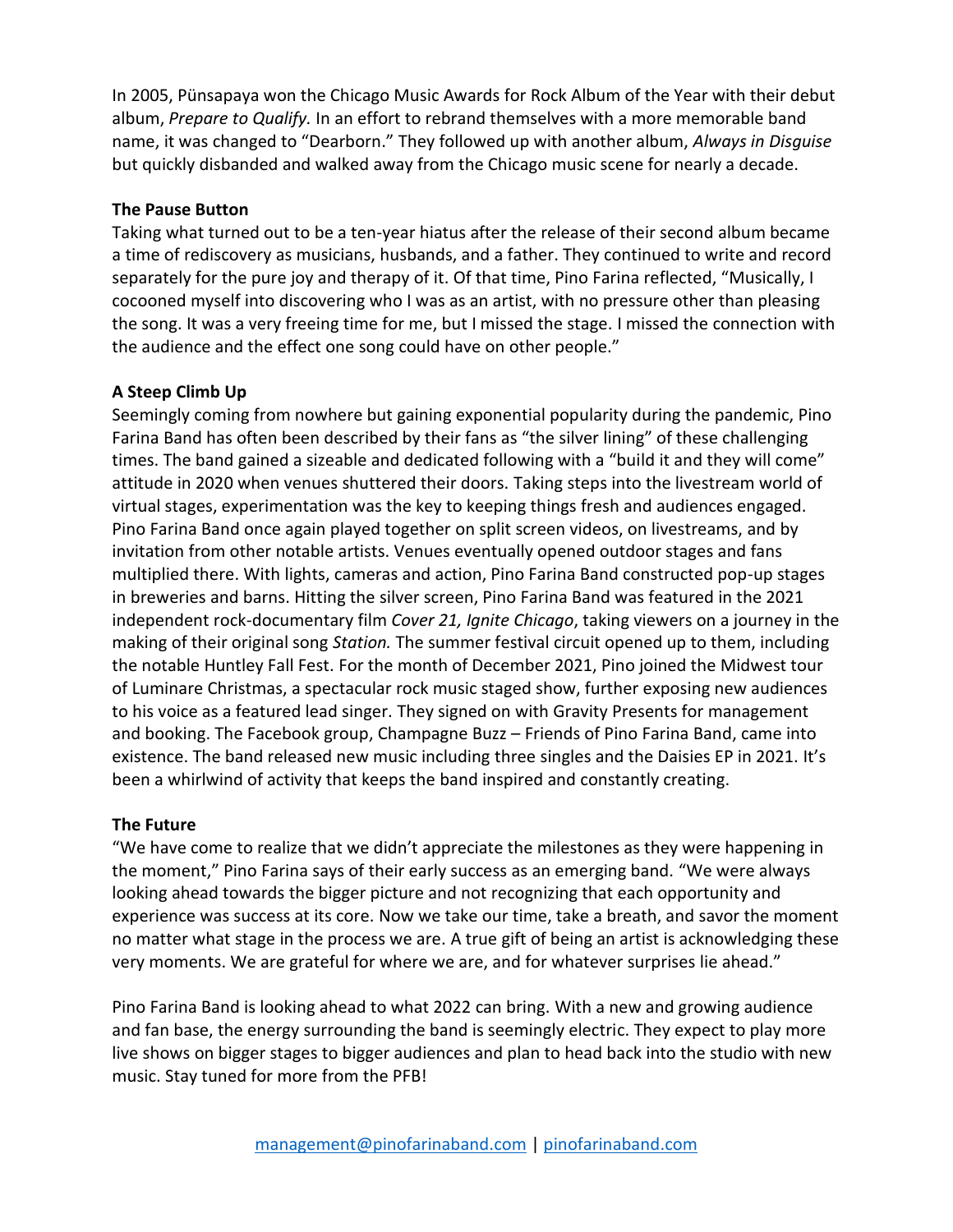In 2005, Pünsapaya won the Chicago Music Awards for Rock Album of the Year with their debut album, *Prepare to Qualify.* In an effort to rebrand themselves with a more memorable band name, it was changed to "Dearborn." They followed up with another album, *Always in Disguise* but quickly disbanded and walked away from the Chicago music scene for nearly a decade.

**The Pause Button**

Taking what turned out to be a ten-year hiatus after the release of their second album became a time of rediscovery as musicians, husbands, and a father. They continued to write and record separately for the pure joy and therapy of it. Of that time, Pino Farina reflected, "Musically, I cocooned myself into discovering who I was as an artist, with no pressure other than pleasing the song. It was a very freeing time for me, but I missed the stage. I missed the connection with the audience and the effect one song could have on other people."

**A Steep Climb Up**

Seemingly coming from nowhere but gaining exponential popularity during the pandemic, Pino Farina Band has often been described by their fans as "the silver lining" of these challenging times. The band gained a sizeable and dedicated following with a "build it and they will come" attitude in 2020 when venues shuttered their doors. Taking steps into the livestream world of virtual stages, experimentation was the key to keeping things fresh and audiences engaged. Pino Farina Band once again played together on split screen videos, on livestreams, and by invitation from other notable artists. Venues eventually opened outdoor stages and fans multiplied there. With lights, cameras and action, Pino Farina Band constructed pop-up stages in breweries and barns. Hitting the silver screen, Pino Farina Band was featured in the 2021 independent rock-documentary film *Cover 21, Ignite Chicago*, taking viewers on a journey in the making of their original song *Station.* The summer festival circuit opened up to them, including the notable Huntley Fall Fest. For the month of December 2021, Pino joined the Midwest tour of Luminare Christmas, a spectacular rock music staged show, further exposing new audiences to his voice as a featured lead singer. They signed on with Gravity Presents for management and booking. The Facebook group, Champagne Buzz – Friends of Pino Farina Band, came into existence. The band released new music including three singles and the Daisies EP in 2021. It's been a whirlwind of activity that keeps the band inspired and constantly creating.

**The Future**

"We have come to realize that we didn't appreciate the milestones as they were happening in the moment," Pino Farina says of their early success as an emerging band. "We were always looking ahead towards the bigger picture and not recognizing that each opportunity and experience was success at its core. Now we take our time, take a breath, and savor the moment no matter what stage in the process we are. A true gift of being an artist is acknowledging these very moments. We are grateful for where we are, and for whatever surprises lie ahead."

Pino Farina Band is looking ahead to what 2022 can bring. With a new and growing audience and fan base, the energy surrounding the band is seemingly electric. They expect to play more live shows on bigger stages to bigger audiences and plan to head back into the studio with new music. Stay tuned for more from the PFB!

management@pinofarinaband.com | pinofarinaband.com